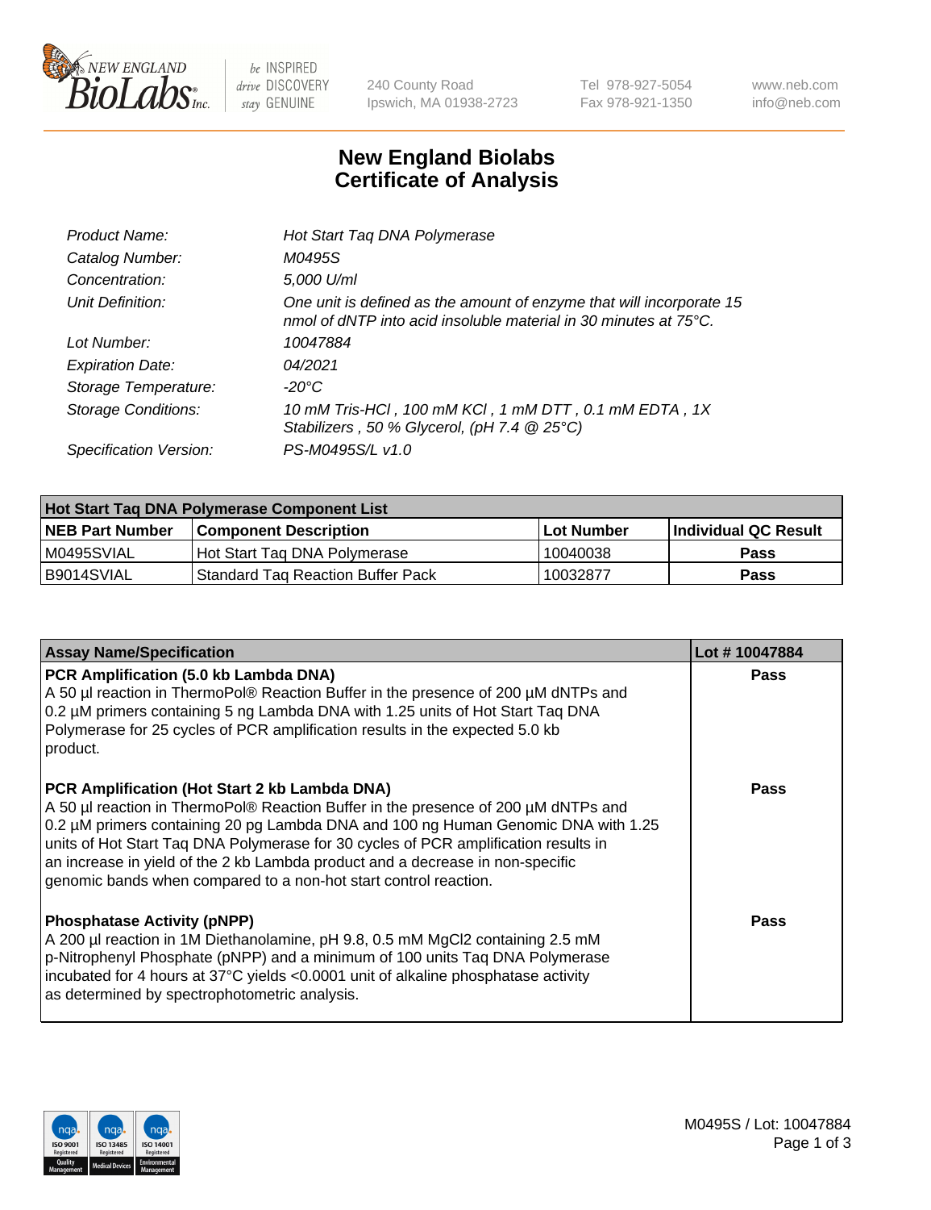New England BioLabs Inc. — be INSPIRED drive DISCOVERY stay GENUINE

240 County Road
Ipswich, MA 01938-2723

Tel 978-927-5054
Fax 978-921-1350

www.neb.com
info@neb.com

# New England Biolabs Certificate of Analysis

| | |
|---|---|
| *Product Name:* | *Hot Start Taq DNA Polymerase* |
| *Catalog Number:* | *M0495S* |
| *Concentration:* | *5,000 U/ml* |
| *Unit Definition:* | *One unit is defined as the amount of enzyme that will incorporate 15 nmol of dNTP into acid insoluble material in 30 minutes at 75°C.* |
| *Lot Number:* | *10047884* |
| *Expiration Date:* | *04/2021* |
| *Storage Temperature:* | *-20°C* |
| *Storage Conditions:* | *10 mM Tris-HCl , 100 mM KCl , 1 mM DTT , 0.1 mM EDTA , 1X Stabilizers , 50 % Glycerol, (pH 7.4 @ 25°C)* |
| *Specification Version:* | *PS-M0495S/L v1.0* |

| Hot Start Taq DNA Polymerase Component List | | | |
|---|---|---|---|
| **NEB Part Number** | **Component Description** | **Lot Number** | **Individual QC Result** |
| M0495SVIAL | Hot Start Taq DNA Polymerase | 10040038 | **Pass** |
| B9014SVIAL | Standard Taq Reaction Buffer Pack | 10032877 | **Pass** |

| Assay Name/Specification | Lot # 10047884 |
|---|---|
| **PCR Amplification (5.0 kb Lambda DNA)** A 50 µl reaction in ThermoPol® Reaction Buffer in the presence of 200 µM dNTPs and 0.2 µM primers containing 5 ng Lambda DNA with 1.25 units of Hot Start Taq DNA Polymerase for 25 cycles of PCR amplification results in the expected 5.0 kb product. | **Pass** |
| **PCR Amplification (Hot Start 2 kb Lambda DNA)** A 50 µl reaction in ThermoPol® Reaction Buffer in the presence of 200 µM dNTPs and 0.2 µM primers containing 20 pg Lambda DNA and 100 ng Human Genomic DNA with 1.25 units of Hot Start Taq DNA Polymerase for 30 cycles of PCR amplification results in an increase in yield of the 2 kb Lambda product and a decrease in non-specific genomic bands when compared to a non-hot start control reaction. | **Pass** |
| **Phosphatase Activity (pNPP)** A 200 µl reaction in 1M Diethanolamine, pH 9.8, 0.5 mM $MgCl_2$ containing 2.5 mM p-Nitrophenyl Phosphate (pNPP) and a minimum of 100 units Taq DNA Polymerase incubated for 4 hours at 37°C yields <0.0001 unit of alkaline phosphatase activity as determined by spectrophotometric analysis. | **Pass** |

ISO 9001 Registered Quality Management | ISO 13485 Registered Medical Devices | ISO 14001 Registered Environmental Management

M0495S / Lot: 10047884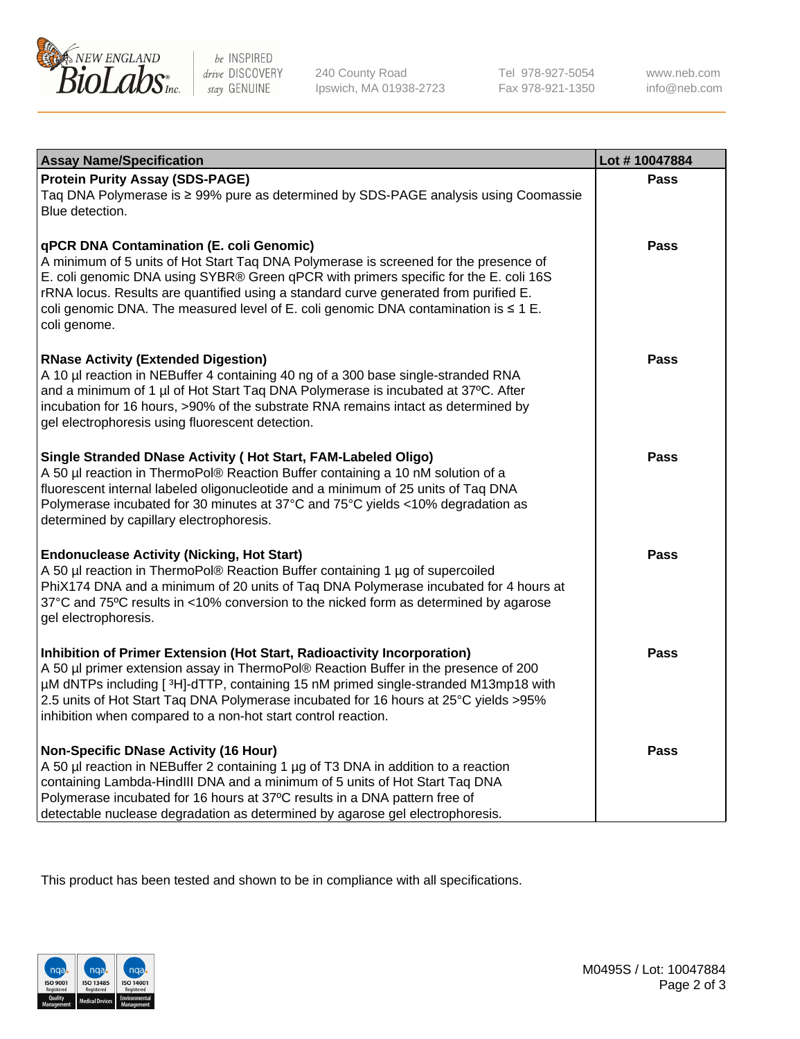| Assay Name/Specification | Lot # 10047884 |
| --- | --- |
| **Protein Purity Assay (SDS-PAGE)**<br>Taq DNA Polymerase is ≥ 99% pure as determined by SDS-PAGE analysis using Coomassie Blue detection. | Pass |
| **qPCR DNA Contamination (E. coli Genomic)**<br>A minimum of 5 units of Hot Start Taq DNA Polymerase is screened for the presence of E. coli genomic DNA using SYBR® Green qPCR with primers specific for the E. coli 16S rRNA locus. Results are quantified using a standard curve generated from purified E. coli genomic DNA. The measured level of E. coli genomic DNA contamination is ≤ 1 E. coli genome. | Pass |
| **RNase Activity (Extended Digestion)**<br>A 10 µl reaction in NEBuffer 4 containing 40 ng of a 300 base single-stranded RNA and a minimum of 1 µl of Hot Start Taq DNA Polymerase is incubated at 37ºC. After incubation for 16 hours, >90% of the substrate RNA remains intact as determined by gel electrophoresis using fluorescent detection. | Pass |
| **Single Stranded DNase Activity ( Hot Start, FAM-Labeled Oligo)**<br>A 50 µl reaction in ThermoPol® Reaction Buffer containing a 10 nM solution of a fluorescent internal labeled oligonucleotide and a minimum of 25 units of Taq DNA Polymerase incubated for 30 minutes at 37°C and 75°C yields <10% degradation as determined by capillary electrophoresis. | Pass |
| **Endonuclease Activity (Nicking, Hot Start)**<br>A 50 µl reaction in ThermoPol® Reaction Buffer containing 1 µg of supercoiled PhiX174 DNA and a minimum of 20 units of Taq DNA Polymerase incubated for 4 hours at 37°C and 75ºC results in <10% conversion to the nicked form as determined by agarose gel electrophoresis. | Pass |
| **Inhibition of Primer Extension (Hot Start, Radioactivity Incorporation)**<br>A 50 µl primer extension assay in ThermoPol® Reaction Buffer in the presence of 200 µM dNTPs including [ $^{3}$H]-dTTP, containing 15 nM primed single-stranded M13mp18 with 2.5 units of Hot Start Taq DNA Polymerase incubated for 16 hours at 25°C yields >95% inhibition when compared to a non-hot start control reaction. | Pass |
| **Non-Specific DNase Activity (16 Hour)**<br>A 50 µl reaction in NEBuffer 2 containing 1 µg of T3 DNA in addition to a reaction containing Lambda-HindIII DNA and a minimum of 5 units of Hot Start Taq DNA Polymerase incubated for 16 hours at 37ºC results in a DNA pattern free of detectable nuclease degradation as determined by agarose gel electrophoresis. | Pass |

This product has been tested and shown to be in compliance with all specifications.

M0495S / Lot: 10047884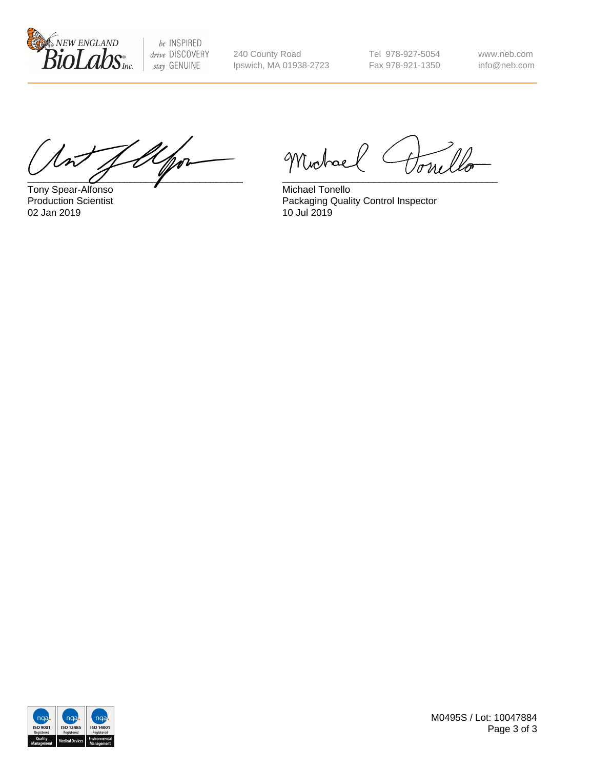Tony Spear-Alfonso
Production Scientist
02 Jan 2019

Michael Tonello
Packaging Quality Control Inspector
10 Jul 2019